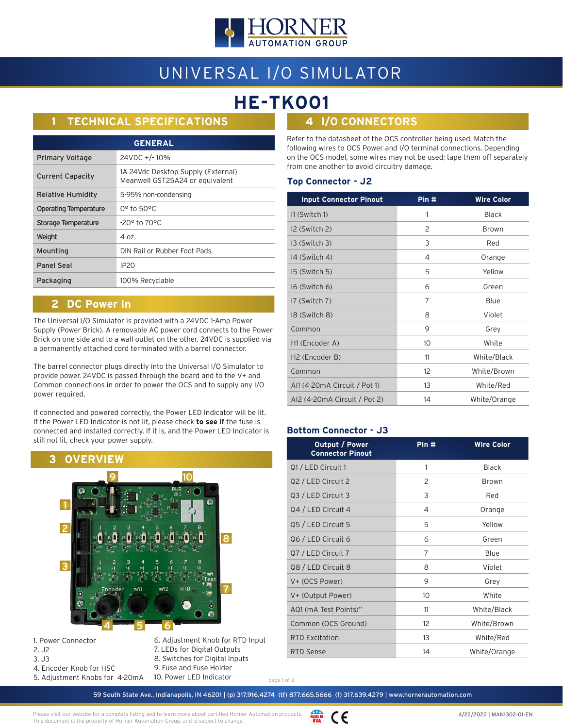# UNIVERSAL I/O SIMULATOR

# HE-TK001

## 1 TECHNICAL SPECIFICATIONS

| GENERAL | |
|---|---|
| Primary Voltage | 24VDC +/- 10% |
| Current Capacity | 1A 24Vdc Desktop Supply (External) Meanwell GST25A24 or equivalent |
| Relative Humidity | 5-95% non-condensing |
| Operating Temperature | 0° to 50°C |
| Storage Temperature | -20° to 70°C |
| Weight | 4 oz. |
| Mounting | DIN Rail or Rubber Foot Pads |
| Panel Seal | IP20 |
| Packaging | 100% Recyclable |

## 2 DC Power In

The Universal I/O Simulator is provided with a 24VDC 1-Amp Power Supply (Power Brick). A removable AC power cord connects to the Power Brick on one side and to a wall outlet on the other. 24VDC is supplied via a permanently attached cord terminated with a barrel connector.

The barrel connector plugs directly into the Universal I/O Simulator to provide power. 24VDC is passed through the board and to the V+ and Common connections in order to power the OCS and to supply any I/O power required.

If connected and powered correctly, the Power LED Indicator will be lit. If the Power LED Indicator is not lit, please check **to see if** the fuse is connected and installed correctly. If it is, and the Power LED Indicator is still not lit, check your power supply.

## 3 OVERVIEW

1. Power Connector
2. J2
3. J3
4. Encoder Knob for HSC
5. Adjustment Knobs for 4-20mA
6. Adjustment Knob for RTD Input
7. LEDs for Digital Outputs
8. Switches for Digital Inputs
9. Fuse and Fuse Holder
10. Power LED Indicator

## 4 I/O CONNECTORS

Refer to the datasheet of the OCS controller being used. Match the following wires to OCS Power and I/O terminal connections. Depending on the OCS model, some wires may not be used; tape them off separately from one another to avoid circuitry damage.

### Top Connector - J2

| Input Connector Pinout | Pin # | Wire Color |
|---|---|---|
| I1 (Switch 1) | 1 | Black |
| I2 (Switch 2) | 2 | Brown |
| I3 (Switch 3) | 3 | Red |
| I4 (Switch 4) | 4 | Orange |
| I5 (Switch 5) | 5 | Yellow |
| I6 (Switch 6) | 6 | Green |
| I7 (Switch 7) | 7 | Blue |
| I8 (Switch 8) | 8 | Violet |
| Common | 9 | Grey |
| H1 (Encoder A) | 10 | White |
| H2 (Encoder B) | 11 | White/Black |
| Common | 12 | White/Brown |
| AI1 (4-20mA Circuit / Pot 1) | 13 | White/Red |
| AI2 (4-20mA Circuit / Pot 2) | 14 | White/Orange |

### Bottom Connector - J3

| Output / Power Connector Pinout | Pin # | Wire Color |
|---|---|---|
| Q1 / LED Circuit 1 | 1 | Black |
| Q2 / LED Circuit 2 | 2 | Brown |
| Q3 / LED Circuit 3 | 3 | Red |
| Q4 / LED Circuit 4 | 4 | Orange |
| Q5 / LED Circuit 5 | 5 | Yellow |
| Q6 / LED Circuit 6 | 6 | Green |
| Q7 / LED Circuit 7 | 7 | Blue |
| Q8 / LED Circuit 8 | 8 | Violet |
| V+ (OCS Power) | 9 | Grey |
| V+ (Output Power) | 10 | White |
| AQ1 (mA Test Points)" | 11 | White/Black |
| Common (OCS Ground) | 12 | White/Brown |
| RTD Excitation | 13 | White/Red |
| RTD Sense | 14 | White/Orange |

59 South State Ave., Indianapolis, IN 46201 | (p) 317.916.4274 (tf) 877.665.5666 (f) 317.639.4279 | www.hornerautomation.com

Please visit our website for a complete listing and to learn more about certified Horner Automation products. This document is the property of Horner Automation Group, and is subject to change.

4/22/2022 | MAN1302-01-EN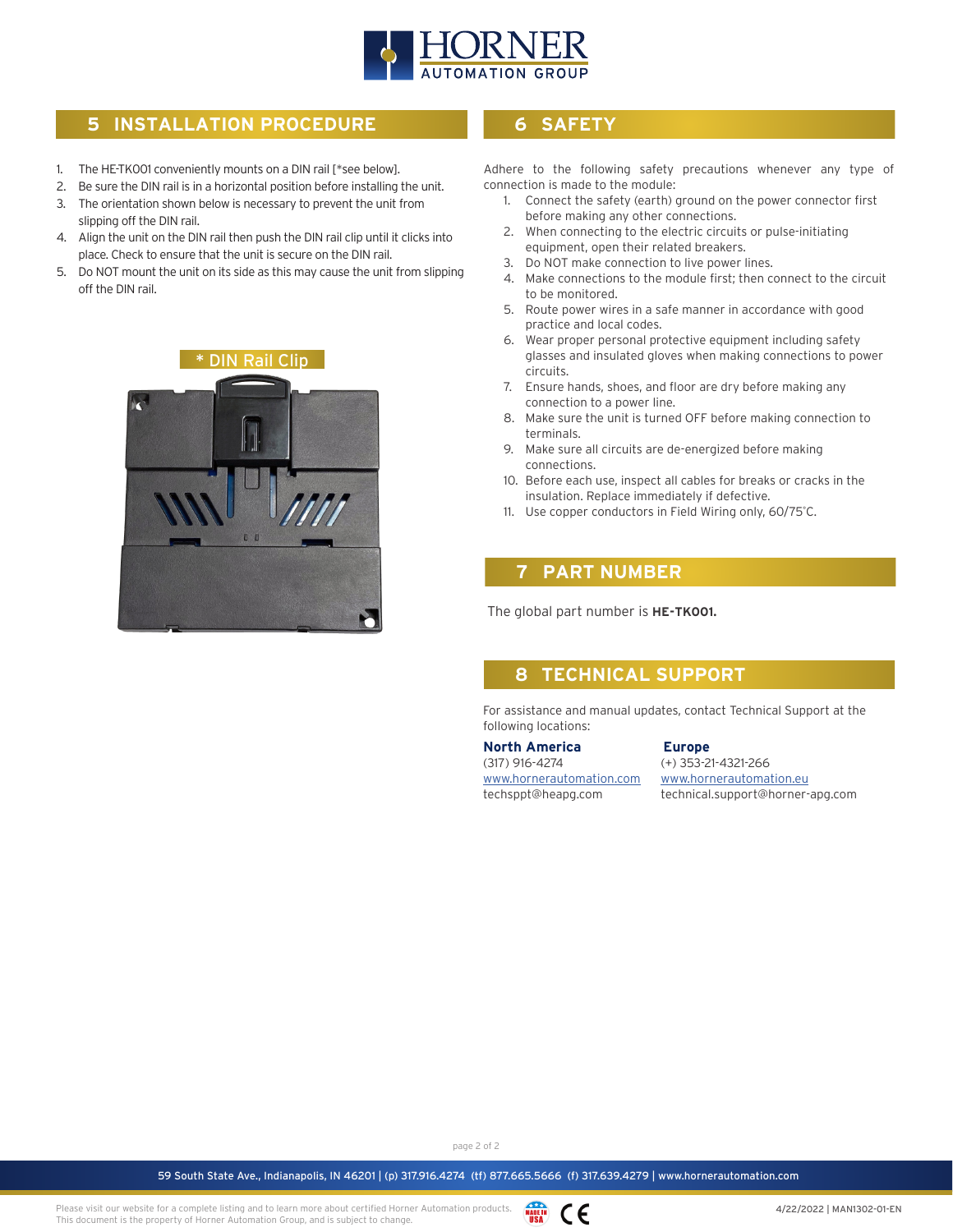## 5 INSTALLATION PROCEDURE

1. The HE-TK001 conveniently mounts on a DIN rail [*see below].
2. Be sure the DIN rail is in a horizontal position before installing the unit.
3. The orientation shown below is necessary to prevent the unit from slipping off the DIN rail.
4. Align the unit on the DIN rail then push the DIN rail clip until it clicks into place. Check to ensure that the unit is secure on the DIN rail.
5. Do NOT mount the unit on its side as this may cause the unit from slipping off the DIN rail.

* DIN Rail Clip

## 6 SAFETY

Adhere to the following safety precautions whenever any type of connection is made to the module:

1. Connect the safety (earth) ground on the power connector first before making any other connections.
2. When connecting to the electric circuits or pulse-initiating equipment, open their related breakers.
3. Do NOT make connection to live power lines.
4. Make connections to the module first; then connect to the circuit to be monitored.
5. Route power wires in a safe manner in accordance with good practice and local codes.
6. Wear proper personal protective equipment including safety glasses and insulated gloves when making connections to power circuits.
7. Ensure hands, shoes, and floor are dry before making any connection to a power line.
8. Make sure the unit is turned OFF before making connection to terminals.
9. Make sure all circuits are de-energized before making connections.
10. Before each use, inspect all cables for breaks or cracks in the insulation. Replace immediately if defective.
11. Use copper conductors in Field Wiring only, 60/75°C.

## 7 PART NUMBER

The global part number is **HE-TK001.**

## 8 TECHNICAL SUPPORT

For assistance and manual updates, contact Technical Support at the following locations:

**North America**
(317) 916-4274
www.hornerautomation.com
techsppt@heapg.com

**Europe**
(+) 353-21-4321-266
www.hornerautomation.eu
technical.support@horner-apg.com

59 South State Ave., Indianapolis, IN 46201 | (p) 317.916.4274 (tf) 877.665.5666 (f) 317.639.4279 | www.hornerautomation.com

Please visit our website for a complete listing and to learn more about certified Horner Automation products.
This document is the property of Horner Automation Group, and is subject to change.

4/22/2022 | MAN1302-01-EN